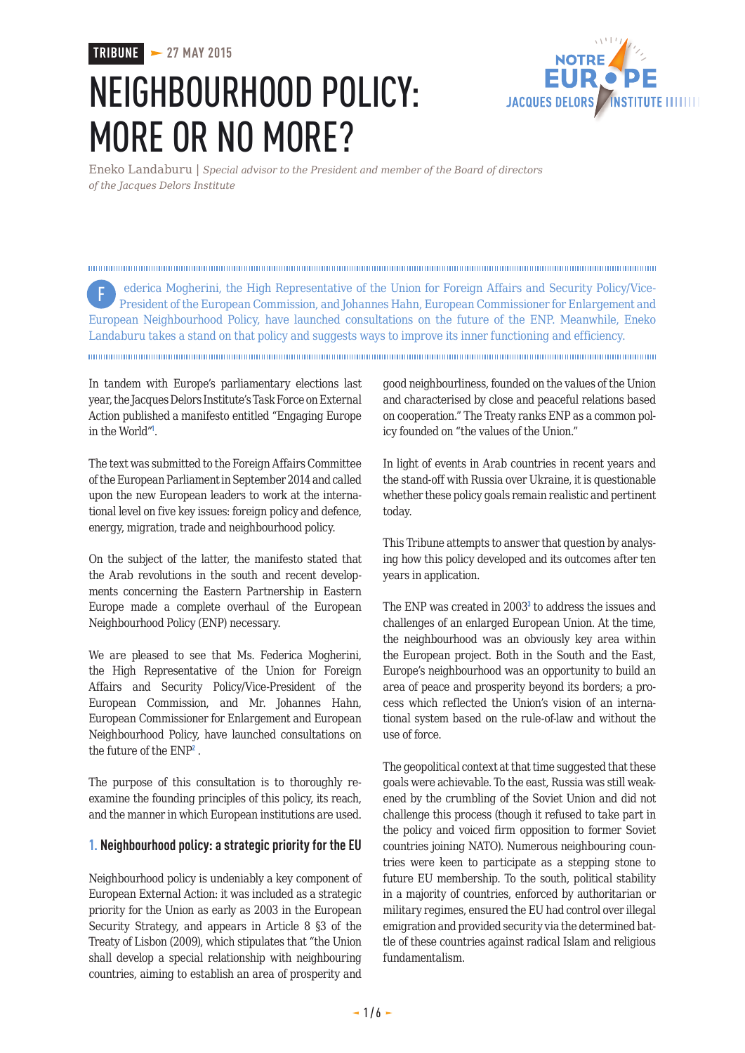TRIBUNE — 27 MAY 2015

# NEIGHBOURHOOD POLICY: MORE OR NO MORE?

Eneko Landaburu | *Special advisor to the President and member of the Board of directors of the Jacques Delors Institute*

Federica Mogherini, the High Representative of the Union for Foreign Affairs and Security Policy/Vice-President of the European Commission, and Johannes Hahn, European Commissioner for Enlargement and European Neighbourhood Policy, have launched consultations on the future of the ENP. Meanwhile, Eneko Landaburu takes a stand on that policy and suggests ways to improve its inner functioning and efficiency.

In tandem with Europe's parliamentary elections last year, the Jacques Delors Institute's Task Force on External Action published a manifesto entitled "Engaging Europe in the World"[1].

The text was submitted to the Foreign Affairs Committee of the European Parliament in September 2014 and called upon the new European leaders to work at the international level on five key issues: foreign policy and defence, energy, migration, trade and neighbourhood policy.

On the subject of the latter, the manifesto stated that the Arab revolutions in the south and recent developments concerning the Eastern Partnership in Eastern Europe made a complete overhaul of the European Neighbourhood Policy (ENP) necessary.

We are pleased to see that Ms. Federica Mogherini, the High Representative of the Union for Foreign Affairs and Security Policy/Vice-President of the European Commission, and Mr. Johannes Hahn, European Commissioner for Enlargement and European Neighbourhood Policy, have launched consultations on the future of the ENP[2].

The purpose of this consultation is to thoroughly re-examine the founding principles of this policy, its reach, and the manner in which European institutions are used.

## 1. Neighbourhood policy: a strategic priority for the EU

Neighbourhood policy is undeniably a key component of European External Action: it was included as a strategic priority for the Union as early as 2003 in the European Security Strategy, and appears in Article 8 §3 of the Treaty of Lisbon (2009), which stipulates that "the Union shall develop a special relationship with neighbouring countries, aiming to establish an area of prosperity and good neighbourliness, founded on the values of the Union and characterised by close and peaceful relations based on cooperation." The Treaty ranks ENP as a common policy founded on "the values of the Union."

In light of events in Arab countries in recent years and the stand-off with Russia over Ukraine, it is questionable whether these policy goals remain realistic and pertinent today.

This Tribune attempts to answer that question by analysing how this policy developed and its outcomes after ten years in application.

The ENP was created in 2003[3] to address the issues and challenges of an enlarged European Union. At the time, the neighbourhood was an obviously key area within the European project. Both in the South and the East, Europe's neighbourhood was an opportunity to build an area of peace and prosperity beyond its borders; a process which reflected the Union's vision of an international system based on the rule-of-law and without the use of force.

The geopolitical context at that time suggested that these goals were achievable. To the east, Russia was still weakened by the crumbling of the Soviet Union and did not challenge this process (though it refused to take part in the policy and voiced firm opposition to former Soviet countries joining NATO). Numerous neighbouring countries were keen to participate as a stepping stone to future EU membership. To the south, political stability in a majority of countries, enforced by authoritarian or military regimes, ensured the EU had control over illegal emigration and provided security via the determined battle of these countries against radical Islam and religious fundamentalism.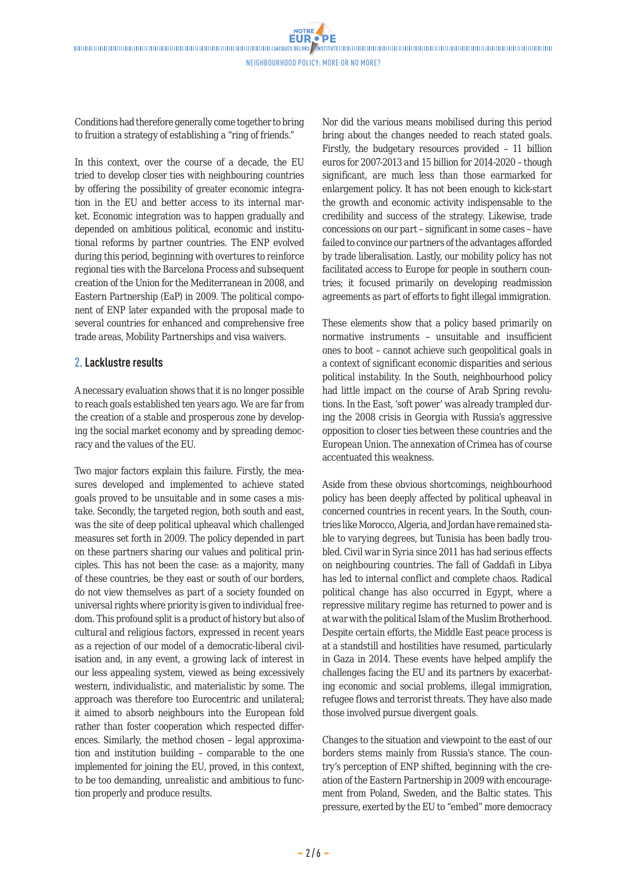Conditions had therefore generally come together to bring to fruition a strategy of establishing a "ring of friends."

In this context, over the course of a decade, the EU tried to develop closer ties with neighbouring countries by offering the possibility of greater economic integration in the EU and better access to its internal market. Economic integration was to happen gradually and depended on ambitious political, economic and institutional reforms by partner countries. The ENP evolved during this period, beginning with overtures to reinforce regional ties with the Barcelona Process and subsequent creation of the Union for the Mediterranean in 2008, and Eastern Partnership (EaP) in 2009. The political component of ENP later expanded with the proposal made to several countries for enhanced and comprehensive free trade areas, Mobility Partnerships and visa waivers.

## 2. Lacklustre results

A necessary evaluation shows that it is no longer possible to reach goals established ten years ago. We are far from the creation of a stable and prosperous zone by developing the social market economy and by spreading democracy and the values of the EU.

Two major factors explain this failure. Firstly, the measures developed and implemented to achieve stated goals proved to be unsuitable and in some cases a mistake. Secondly, the targeted region, both south and east, was the site of deep political upheaval which challenged measures set forth in 2009. The policy depended in part on these partners sharing our values and political principles. This has not been the case: as a majority, many of these countries, be they east or south of our borders, do not view themselves as part of a society founded on universal rights where priority is given to individual freedom. This profound split is a product of history but also of cultural and religious factors, expressed in recent years as a rejection of our model of a democratic-liberal civilisation and, in any event, a growing lack of interest in our less appealing system, viewed as being excessively western, individualistic, and materialistic by some. The approach was therefore too Eurocentric and unilateral; it aimed to absorb neighbours into the European fold rather than foster cooperation which respected differences. Similarly, the method chosen – legal approximation and institution building – comparable to the one implemented for joining the EU, proved, in this context, to be too demanding, unrealistic and ambitious to function properly and produce results.

Nor did the various means mobilised during this period bring about the changes needed to reach stated goals. Firstly, the budgetary resources provided – 11 billion euros for 2007-2013 and 15 billion for 2014-2020 – though significant, are much less than those earmarked for enlargement policy. It has not been enough to kick-start the growth and economic activity indispensable to the credibility and success of the strategy. Likewise, trade concessions on our part – significant in some cases – have failed to convince our partners of the advantages afforded by trade liberalisation. Lastly, our mobility policy has not facilitated access to Europe for people in southern countries; it focused primarily on developing readmission agreements as part of efforts to fight illegal immigration.

These elements show that a policy based primarily on normative instruments – unsuitable and insufficient ones to boot – cannot achieve such geopolitical goals in a context of significant economic disparities and serious political instability. In the South, neighbourhood policy had little impact on the course of Arab Spring revolutions. In the East, 'soft power' was already trampled during the 2008 crisis in Georgia with Russia's aggressive opposition to closer ties between these countries and the European Union. The annexation of Crimea has of course accentuated this weakness.

Aside from these obvious shortcomings, neighbourhood policy has been deeply affected by political upheaval in concerned countries in recent years. In the South, countries like Morocco, Algeria, and Jordan have remained stable to varying degrees, but Tunisia has been badly troubled. Civil war in Syria since 2011 has had serious effects on neighbouring countries. The fall of Gaddafi in Libya has led to internal conflict and complete chaos. Radical political change has also occurred in Egypt, where a repressive military regime has returned to power and is at war with the political Islam of the Muslim Brotherhood. Despite certain efforts, the Middle East peace process is at a standstill and hostilities have resumed, particularly in Gaza in 2014. These events have helped amplify the challenges facing the EU and its partners by exacerbating economic and social problems, illegal immigration, refugee flows and terrorist threats. They have also made those involved pursue divergent goals.

Changes to the situation and viewpoint to the east of our borders stems mainly from Russia's stance. The country's perception of ENP shifted, beginning with the creation of the Eastern Partnership in 2009 with encouragement from Poland, Sweden, and the Baltic states. This pressure, exerted by the EU to "embed" more democracy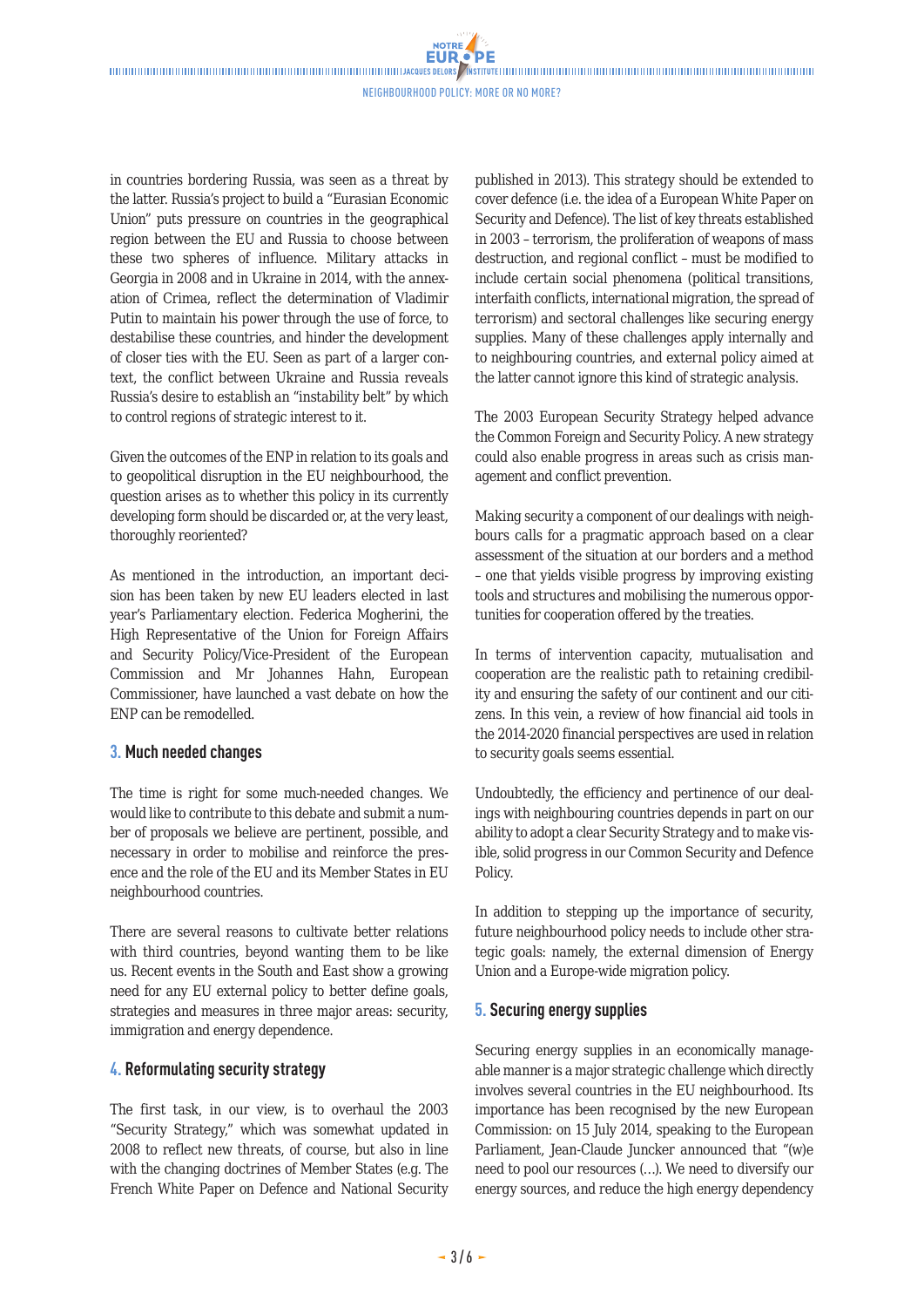in countries bordering Russia, was seen as a threat by the latter. Russia's project to build a "Eurasian Economic Union" puts pressure on countries in the geographical region between the EU and Russia to choose between these two spheres of influence. Military attacks in Georgia in 2008 and in Ukraine in 2014, with the annexation of Crimea, reflect the determination of Vladimir Putin to maintain his power through the use of force, to destabilise these countries, and hinder the development of closer ties with the EU. Seen as part of a larger context, the conflict between Ukraine and Russia reveals Russia's desire to establish an "instability belt" by which to control regions of strategic interest to it.

Given the outcomes of the ENP in relation to its goals and to geopolitical disruption in the EU neighbourhood, the question arises as to whether this policy in its currently developing form should be discarded or, at the very least, thoroughly reoriented?

As mentioned in the introduction, an important decision has been taken by new EU leaders elected in last year's Parliamentary election. Federica Mogherini, the High Representative of the Union for Foreign Affairs and Security Policy/Vice-President of the European Commission and Mr Johannes Hahn, European Commissioner, have launched a vast debate on how the ENP can be remodelled.

## 3. Much needed changes

The time is right for some much-needed changes. We would like to contribute to this debate and submit a number of proposals we believe are pertinent, possible, and necessary in order to mobilise and reinforce the presence and the role of the EU and its Member States in EU neighbourhood countries.

There are several reasons to cultivate better relations with third countries, beyond wanting them to be like us. Recent events in the South and East show a growing need for any EU external policy to better define goals, strategies and measures in three major areas: security, immigration and energy dependence.

## 4. Reformulating security strategy

The first task, in our view, is to overhaul the 2003 "Security Strategy," which was somewhat updated in 2008 to reflect new threats, of course, but also in line with the changing doctrines of Member States (e.g. The French White Paper on Defence and National Security published in 2013). This strategy should be extended to cover defence (i.e. the idea of a European White Paper on Security and Defence). The list of key threats established in 2003 – terrorism, the proliferation of weapons of mass destruction, and regional conflict – must be modified to include certain social phenomena (political transitions, interfaith conflicts, international migration, the spread of terrorism) and sectoral challenges like securing energy supplies. Many of these challenges apply internally and to neighbouring countries, and external policy aimed at the latter cannot ignore this kind of strategic analysis.

The 2003 European Security Strategy helped advance the Common Foreign and Security Policy. A new strategy could also enable progress in areas such as crisis management and conflict prevention.

Making security a component of our dealings with neighbours calls for a pragmatic approach based on a clear assessment of the situation at our borders and a method – one that yields visible progress by improving existing tools and structures and mobilising the numerous opportunities for cooperation offered by the treaties.

In terms of intervention capacity, mutualisation and cooperation are the realistic path to retaining credibility and ensuring the safety of our continent and our citizens. In this vein, a review of how financial aid tools in the 2014-2020 financial perspectives are used in relation to security goals seems essential.

Undoubtedly, the efficiency and pertinence of our dealings with neighbouring countries depends in part on our ability to adopt a clear Security Strategy and to make visible, solid progress in our Common Security and Defence Policy.

In addition to stepping up the importance of security, future neighbourhood policy needs to include other strategic goals: namely, the external dimension of Energy Union and a Europe-wide migration policy.

## 5. Securing energy supplies

Securing energy supplies in an economically manageable manner is a major strategic challenge which directly involves several countries in the EU neighbourhood. Its importance has been recognised by the new European Commission: on 15 July 2014, speaking to the European Parliament, Jean-Claude Juncker announced that "(w)e need to pool our resources (…). We need to diversify our energy sources, and reduce the high energy dependency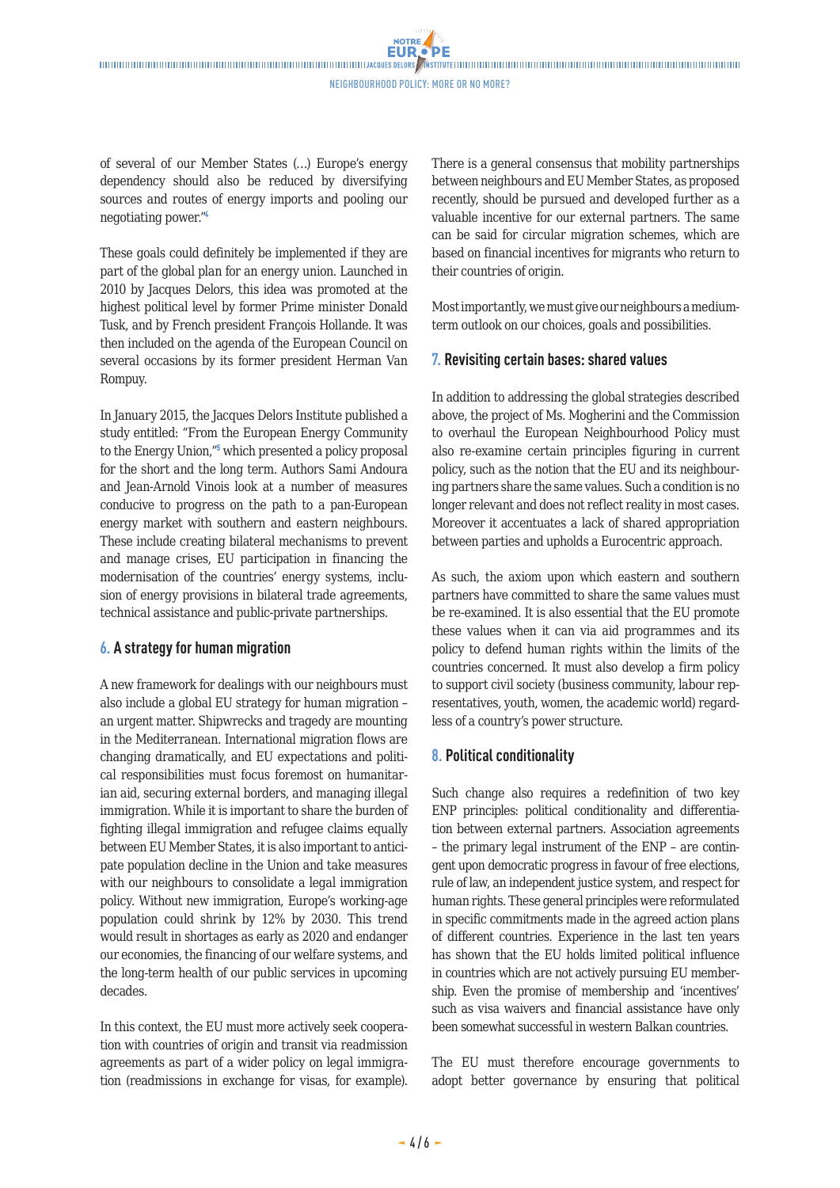of several of our Member States (…) Europe's energy dependency should also be reduced by diversifying sources and routes of energy imports and pooling our negotiating power."[4]

These goals could definitely be implemented if they are part of the global plan for an energy union. Launched in 2010 by Jacques Delors, this idea was promoted at the highest political level by former Prime minister Donald Tusk, and by French president François Hollande. It was then included on the agenda of the European Council on several occasions by its former president Herman Van Rompuy.

In January 2015, the Jacques Delors Institute published a study entitled: "From the European Energy Community to the Energy Union,"[5] which presented a policy proposal for the short and the long term. Authors Sami Andoura and Jean-Arnold Vinois look at a number of measures conducive to progress on the path to a pan-European energy market with southern and eastern neighbours. These include creating bilateral mechanisms to prevent and manage crises, EU participation in financing the modernisation of the countries' energy systems, inclusion of energy provisions in bilateral trade agreements, technical assistance and public-private partnerships.

## 6. A strategy for human migration

A new framework for dealings with our neighbours must also include a global EU strategy for human migration – an urgent matter. Shipwrecks and tragedy are mounting in the Mediterranean. International migration flows are changing dramatically, and EU expectations and political responsibilities must focus foremost on humanitarian aid, securing external borders, and managing illegal immigration. While it is important to share the burden of fighting illegal immigration and refugee claims equally between EU Member States, it is also important to anticipate population decline in the Union and take measures with our neighbours to consolidate a legal immigration policy. Without new immigration, Europe's working-age population could shrink by 12% by 2030. This trend would result in shortages as early as 2020 and endanger our economies, the financing of our welfare systems, and the long-term health of our public services in upcoming decades.

In this context, the EU must more actively seek cooperation with countries of origin and transit via readmission agreements as part of a wider policy on legal immigration (readmissions in exchange for visas, for example). There is a general consensus that mobility partnerships between neighbours and EU Member States, as proposed recently, should be pursued and developed further as a valuable incentive for our external partners. The same can be said for circular migration schemes, which are based on financial incentives for migrants who return to their countries of origin.

Most importantly, we must give our neighbours a medium-term outlook on our choices, goals and possibilities.

## 7. Revisiting certain bases: shared values

In addition to addressing the global strategies described above, the project of Ms. Mogherini and the Commission to overhaul the European Neighbourhood Policy must also re-examine certain principles figuring in current policy, such as the notion that the EU and its neighbouring partners share the same values. Such a condition is no longer relevant and does not reflect reality in most cases. Moreover it accentuates a lack of shared appropriation between parties and upholds a Eurocentric approach.

As such, the axiom upon which eastern and southern partners have committed to share the same values must be re-examined. It is also essential that the EU promote these values when it can via aid programmes and its policy to defend human rights within the limits of the countries concerned. It must also develop a firm policy to support civil society (business community, labour representatives, youth, women, the academic world) regardless of a country's power structure.

## 8. Political conditionality

Such change also requires a redefinition of two key ENP principles: political conditionality and differentiation between external partners. Association agreements – the primary legal instrument of the ENP – are contingent upon democratic progress in favour of free elections, rule of law, an independent justice system, and respect for human rights. These general principles were reformulated in specific commitments made in the agreed action plans of different countries. Experience in the last ten years has shown that the EU holds limited political influence in countries which are not actively pursuing EU membership. Even the promise of membership and 'incentives' such as visa waivers and financial assistance have only been somewhat successful in western Balkan countries.

The EU must therefore encourage governments to adopt better governance by ensuring that political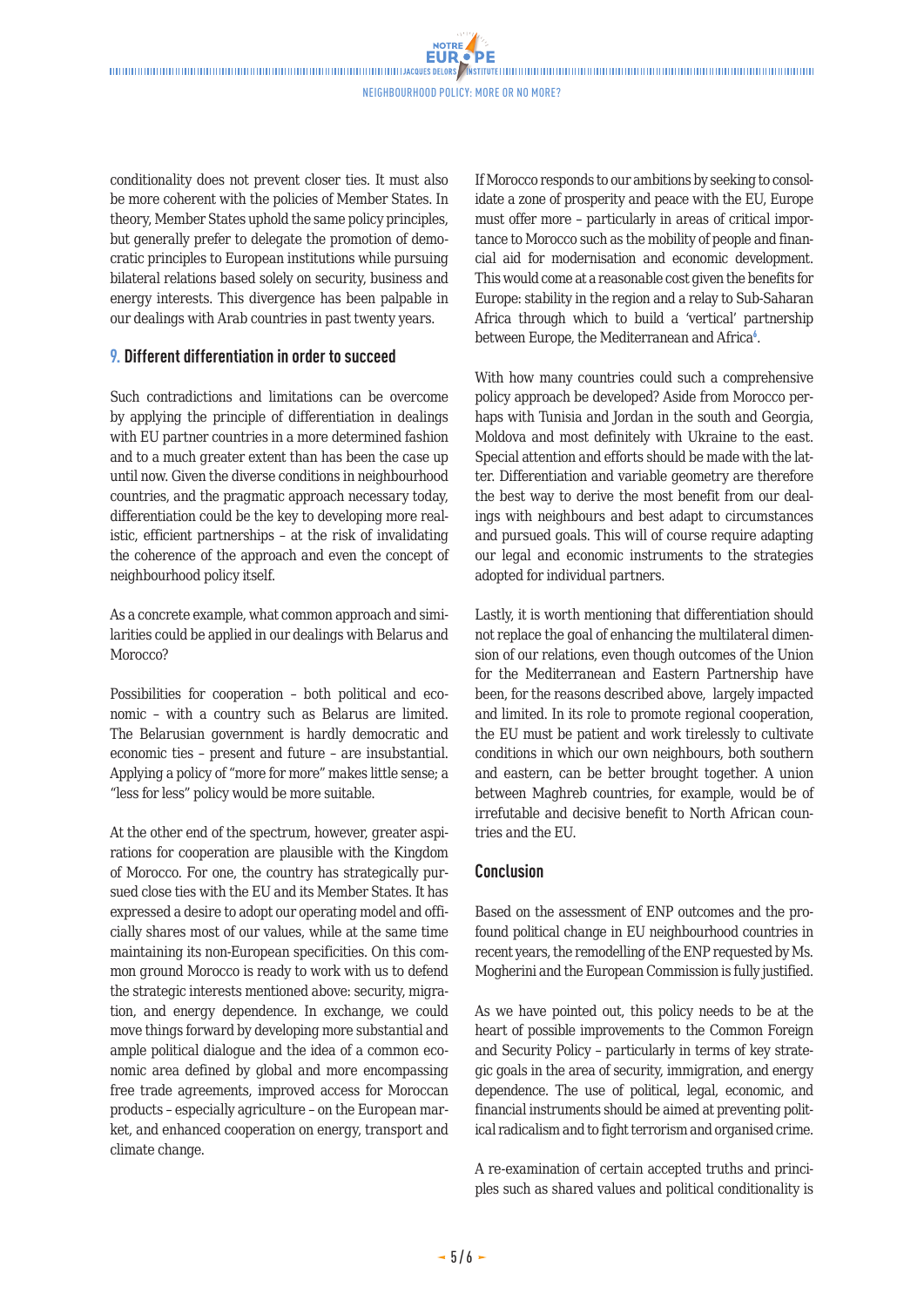conditionality does not prevent closer ties. It must also be more coherent with the policies of Member States. In theory, Member States uphold the same policy principles, but generally prefer to delegate the promotion of democratic principles to European institutions while pursuing bilateral relations based solely on security, business and energy interests. This divergence has been palpable in our dealings with Arab countries in past twenty years.

## 9. Different differentiation in order to succeed

Such contradictions and limitations can be overcome by applying the principle of differentiation in dealings with EU partner countries in a more determined fashion and to a much greater extent than has been the case up until now. Given the diverse conditions in neighbourhood countries, and the pragmatic approach necessary today, differentiation could be the key to developing more realistic, efficient partnerships – at the risk of invalidating the coherence of the approach and even the concept of neighbourhood policy itself.

As a concrete example, what common approach and similarities could be applied in our dealings with Belarus and Morocco?

Possibilities for cooperation – both political and economic – with a country such as Belarus are limited. The Belarusian government is hardly democratic and economic ties – present and future – are insubstantial. Applying a policy of "more for more" makes little sense; a "less for less" policy would be more suitable.

At the other end of the spectrum, however, greater aspirations for cooperation are plausible with the Kingdom of Morocco. For one, the country has strategically pursued close ties with the EU and its Member States. It has expressed a desire to adopt our operating model and officially shares most of our values, while at the same time maintaining its non-European specificities. On this common ground Morocco is ready to work with us to defend the strategic interests mentioned above: security, migration, and energy dependence. In exchange, we could move things forward by developing more substantial and ample political dialogue and the idea of a common economic area defined by global and more encompassing free trade agreements, improved access for Moroccan products – especially agriculture – on the European market, and enhanced cooperation on energy, transport and climate change.

If Morocco responds to our ambitions by seeking to consolidate a zone of prosperity and peace with the EU, Europe must offer more – particularly in areas of critical importance to Morocco such as the mobility of people and financial aid for modernisation and economic development. This would come at a reasonable cost given the benefits for Europe: stability in the region and a relay to Sub-Saharan Africa through which to build a 'vertical' partnership between Europe, the Mediterranean and Africa[6].

With how many countries could such a comprehensive policy approach be developed? Aside from Morocco perhaps with Tunisia and Jordan in the south and Georgia, Moldova and most definitely with Ukraine to the east. Special attention and efforts should be made with the latter. Differentiation and variable geometry are therefore the best way to derive the most benefit from our dealings with neighbours and best adapt to circumstances and pursued goals. This will of course require adapting our legal and economic instruments to the strategies adopted for individual partners.

Lastly, it is worth mentioning that differentiation should not replace the goal of enhancing the multilateral dimension of our relations, even though outcomes of the Union for the Mediterranean and Eastern Partnership have been, for the reasons described above, largely impacted and limited. In its role to promote regional cooperation, the EU must be patient and work tirelessly to cultivate conditions in which our own neighbours, both southern and eastern, can be better brought together. A union between Maghreb countries, for example, would be of irrefutable and decisive benefit to North African countries and the EU.

## Conclusion

Based on the assessment of ENP outcomes and the profound political change in EU neighbourhood countries in recent years, the remodelling of the ENP requested by Ms. Mogherini and the European Commission is fully justified.

As we have pointed out, this policy needs to be at the heart of possible improvements to the Common Foreign and Security Policy – particularly in terms of key strategic goals in the area of security, immigration, and energy dependence. The use of political, legal, economic, and financial instruments should be aimed at preventing political radicalism and to fight terrorism and organised crime.

A re-examination of certain accepted truths and principles such as shared values and political conditionality is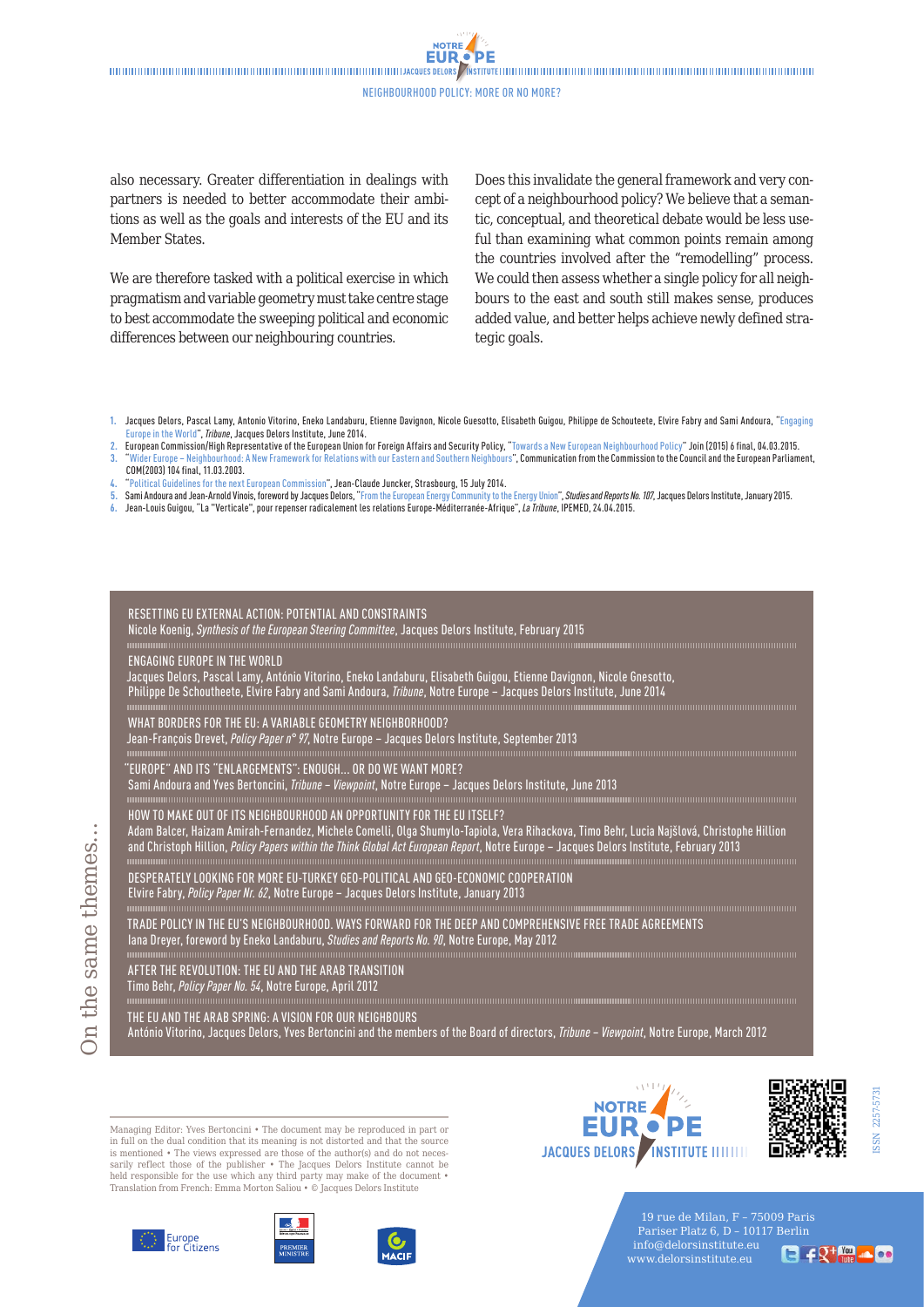also necessary. Greater differentiation in dealings with partners is needed to better accommodate their ambitions as well as the goals and interests of the EU and its Member States.

We are therefore tasked with a political exercise in which pragmatism and variable geometry must take centre stage to best accommodate the sweeping political and economic differences between our neighbouring countries.

Does this invalidate the general framework and very concept of a neighbourhood policy? We believe that a semantic, conceptual, and theoretical debate would be less useful than examining what common points remain among the countries involved after the "remodelling" process. We could then assess whether a single policy for all neighbours to the east and south still makes sense, produces added value, and better helps achieve newly defined strategic goals.

1. Jacques Delors, Pascal Lamy, Antonio Vitorino, Eneko Landaburu, Etienne Davignon, Nicole Guesotto, Elisabeth Guigou, Philippe de Schouteete, Elvire Fabry and Sami Andoura, "Engaging Europe in the World", *Tribune*, Jacques Delors Institute, June 2014.
2. European Commission/High Representative of the European Union for Foreign Affairs and Security Policy, "Towards a New European Neighbourhood Policy" Join (2015) 6 final, 04.03.2015.
3. "Wider Europe – Neighbourhood: A New Framework for Relations with our Eastern and Southern Neighbours", Communication from the Commission to the Council and the European Parliament, COM(2003) 104 final, 11.03.2003.
4. "Political Guidelines for the next European Commission", Jean-Claude Juncker, Strasbourg, 15 July 2014.
5. Sami Andoura and Jean-Arnold Vinois, foreword by Jacques Delors, "From the European Energy Community to the Energy Union", *Studies and Reports No. 107*, Jacques Delors Institute, January 2015.
6. Jean-Louis Guigou, "La "Verticale", pour repenser radicalement les relations Europe-Méditerranée-Afrique", *La Tribune*, IPEMED, 24.04.2015.

## On the same themes…

RESETTING EU EXTERNAL ACTION: POTENTIAL AND CONSTRAINTS
Nicole Koenig, *Synthesis of the European Steering Committee*, Jacques Delors Institute, February 2015

ENGAGING EUROPE IN THE WORLD
Jacques Delors, Pascal Lamy, António Vitorino, Eneko Landaburu, Elisabeth Guigou, Etienne Davignon, Nicole Gnesotto, Philippe De Schoutheete, Elvire Fabry and Sami Andoura, *Tribune*, Notre Europe – Jacques Delors Institute, June 2014

WHAT BORDERS FOR THE EU: A VARIABLE GEOMETRY NEIGHBORHOOD?
Jean-François Drevet, *Policy Paper n° 97*, Notre Europe – Jacques Delors Institute, September 2013

"EUROPE" AND ITS "ENLARGEMENTS": ENOUGH… OR DO WE WANT MORE?
Sami Andoura and Yves Bertoncini, *Tribune – Viewpoint*, Notre Europe – Jacques Delors Institute, June 2013

HOW TO MAKE OUT OF ITS NEIGHBOURHOOD AN OPPORTUNITY FOR THE EU ITSELF?
Adam Balcer, Haizam Amirah-Fernandez, Michele Comelli, Olga Shumylo-Tapiola, Vera Rihackova, Timo Behr, Lucia Najšlová, Christophe Hillion and Christoph Hillion, *Policy Papers within the Think Global Act European Report*, Notre Europe – Jacques Delors Institute, February 2013

DESPERATELY LOOKING FOR MORE EU-TURKEY GEO-POLITICAL AND GEO-ECONOMIC COOPERATION
Elvire Fabry, *Policy Paper Nr. 62*, Notre Europe – Jacques Delors Institute, January 2013

TRADE POLICY IN THE EU'S NEIGHBOURHOOD. WAYS FORWARD FOR THE DEEP AND COMPREHENSIVE FREE TRADE AGREEMENTS
Iana Dreyer, foreword by Eneko Landaburu, *Studies and Reports No. 90*, Notre Europe, May 2012

AFTER THE REVOLUTION: THE EU AND THE ARAB TRANSITION
Timo Behr, *Policy Paper No. 54*, Notre Europe, April 2012

THE EU AND THE ARAB SPRING: A VISION FOR OUR NEIGHBOURS
António Vitorino, Jacques Delors, Yves Bertoncini and the members of the Board of directors, *Tribune – Viewpoint*, Notre Europe, March 2012

Managing Editor: Yves Bertoncini • The document may be reproduced in part or in full on the dual condition that its meaning is not distorted and that the source is mentioned • The views expressed are those of the author(s) and do not necessarily reflect those of the publisher • The Jacques Delors Institute cannot be held responsible for the use which any third party may make of the document • Translation from French: Emma Morton Saliou • © Jacques Delors Institute

ISSN 2257-5731

19 rue de Milan, F – 75009 Paris
Pariser Platz 6, D – 10117 Berlin
info@delorsinstitute.eu
www.delorsinstitute.eu